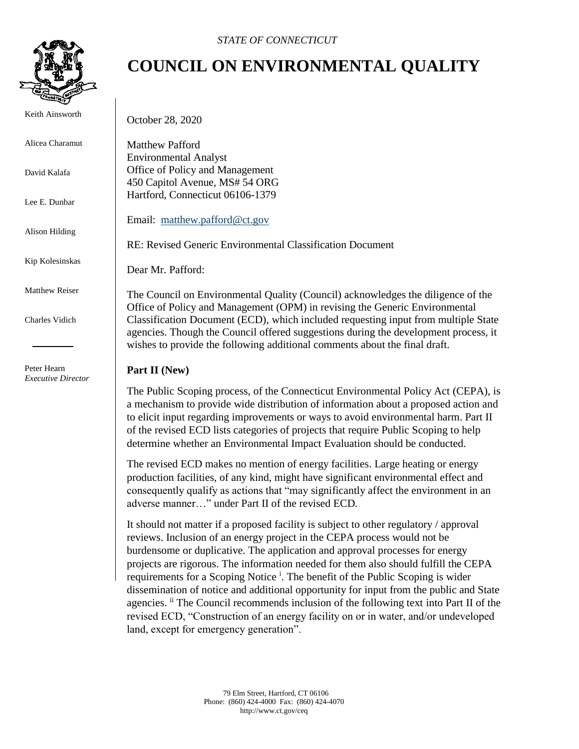*STATE OF CONNECTICUT*

# COUNCIL ON ENVIRONMENTAL QUALITY

Keith Ainsworth

Alicea Charamut

David Kalafa

Lee E. Dunbar

Alison Hilding

Kip Kolesinskas

Matthew Reiser

Charles Vidich

Peter Hearn
*Executive Director*

October 28, 2020

Matthew Pafford
Environmental Analyst
Office of Policy and Management
450 Capitol Avenue, MS# 54 ORG
Hartford, Connecticut 06106-1379

Email: [matthew.pafford@ct.gov](mailto:matthew.pafford@ct.gov)

RE: Revised Generic Environmental Classification Document

Dear Mr. Pafford:

The Council on Environmental Quality (Council) acknowledges the diligence of the Office of Policy and Management (OPM) in revising the Generic Environmental Classification Document (ECD), which included requesting input from multiple State agencies. Though the Council offered suggestions during the development process, it wishes to provide the following additional comments about the final draft.

**Part II (New)**

The Public Scoping process, of the Connecticut Environmental Policy Act (CEPA), is a mechanism to provide wide distribution of information about a proposed action and to elicit input regarding improvements or ways to avoid environmental harm. Part II of the revised ECD lists categories of projects that require Public Scoping to help determine whether an Environmental Impact Evaluation should be conducted.

The revised ECD makes no mention of energy facilities. Large heating or energy production facilities, of any kind, might have significant environmental effect and consequently qualify as actions that "may significantly affect the environment in an adverse manner…" under Part II of the revised ECD.

It should not matter if a proposed facility is subject to other regulatory / approval reviews. Inclusion of an energy project in the CEPA process would not be burdensome or duplicative. The application and approval processes for energy projects are rigorous. The information needed for them also should fulfill the CEPA requirements for a Scoping Notice [i]. The benefit of the Public Scoping is wider dissemination of notice and additional opportunity for input from the public and State agencies. [ii] The Council recommends inclusion of the following text into Part II of the revised ECD, "Construction of an energy facility on or in water, and/or undeveloped land, except for emergency generation".

79 Elm Street, Hartford, CT 06106
Phone: (860) 424-4000 Fax: (860) 424-4070
http://www.ct.gov/ceq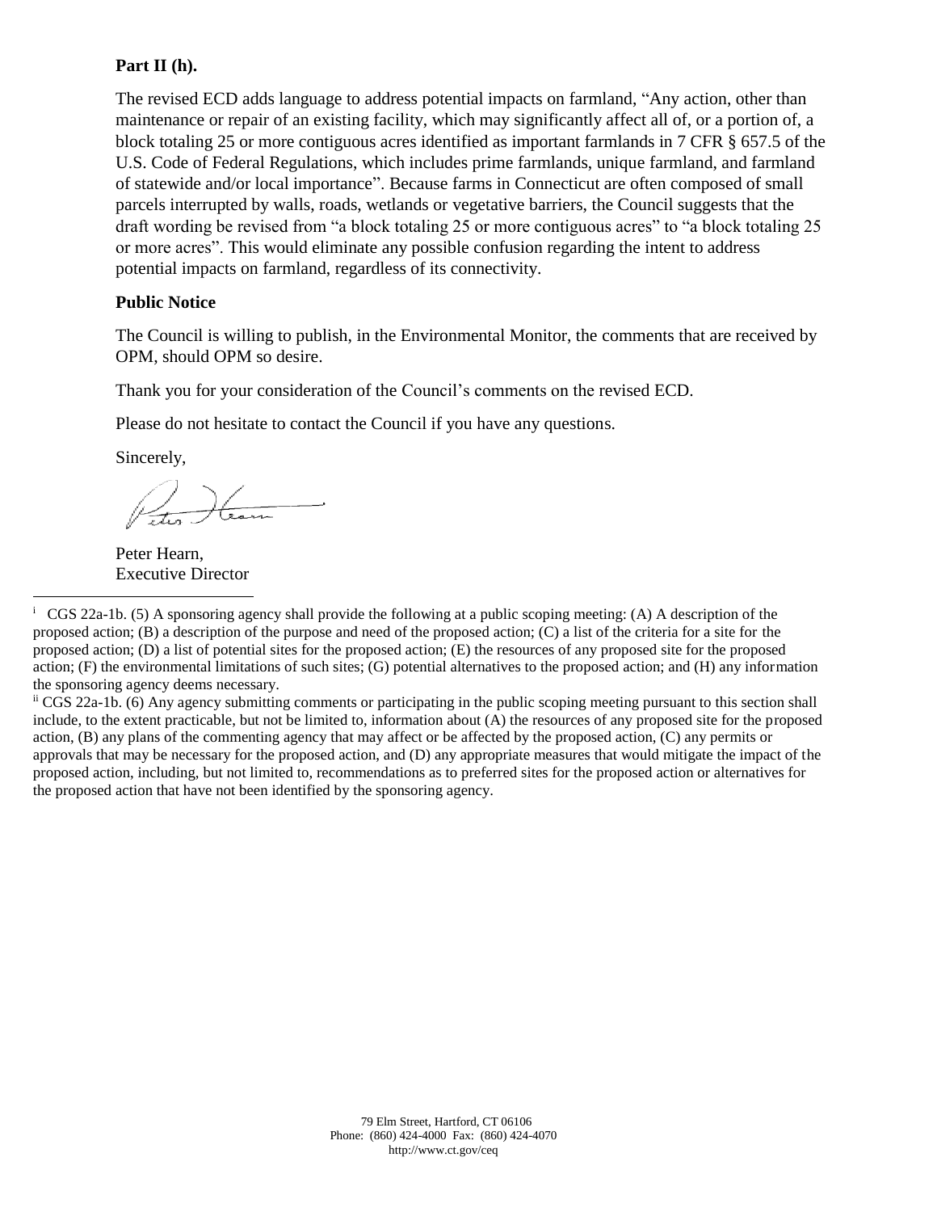**Part II (h).**

The revised ECD adds language to address potential impacts on farmland, "Any action, other than maintenance or repair of an existing facility, which may significantly affect all of, or a portion of, a block totaling 25 or more contiguous acres identified as important farmlands in 7 CFR § 657.5 of the U.S. Code of Federal Regulations, which includes prime farmlands, unique farmland, and farmland of statewide and/or local importance". Because farms in Connecticut are often composed of small parcels interrupted by walls, roads, wetlands or vegetative barriers, the Council suggests that the draft wording be revised from "a block totaling 25 or more contiguous acres" to "a block totaling 25 or more acres". This would eliminate any possible confusion regarding the intent to address potential impacts on farmland, regardless of its connectivity.

**Public Notice**

The Council is willing to publish, in the Environmental Monitor, the comments that are received by OPM, should OPM so desire.

Thank you for your consideration of the Council's comments on the revised ECD.

Please do not hesitate to contact the Council if you have any questions.

Sincerely,

Peter Hearn,
Executive Director

---

[i] CGS 22a-1b. (5) A sponsoring agency shall provide the following at a public scoping meeting: (A) A description of the proposed action; (B) a description of the purpose and need of the proposed action; (C) a list of the criteria for a site for the proposed action; (D) a list of potential sites for the proposed action; (E) the resources of any proposed site for the proposed action; (F) the environmental limitations of such sites; (G) potential alternatives to the proposed action; and (H) any information the sponsoring agency deems necessary.

[ii] CGS 22a-1b. (6) Any agency submitting comments or participating in the public scoping meeting pursuant to this section shall include, to the extent practicable, but not be limited to, information about (A) the resources of any proposed site for the proposed action, (B) any plans of the commenting agency that may affect or be affected by the proposed action, (C) any permits or approvals that may be necessary for the proposed action, and (D) any appropriate measures that would mitigate the impact of the proposed action, including, but not limited to, recommendations as to preferred sites for the proposed action or alternatives for the proposed action that have not been identified by the sponsoring agency.

79 Elm Street, Hartford, CT 06106
Phone: (860) 424-4000 Fax: (860) 424-4070
http://www.ct.gov/ceq